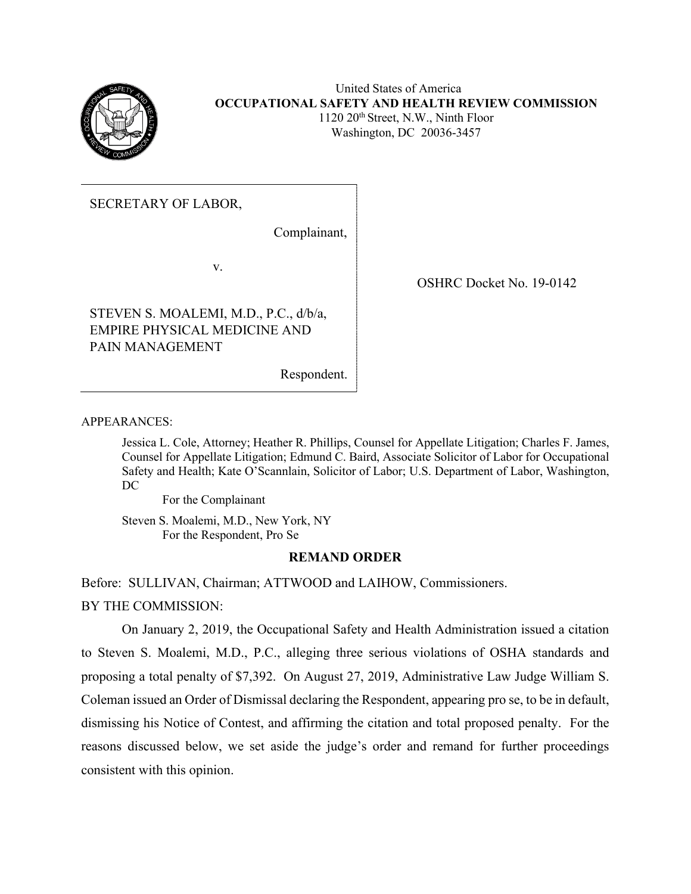United States of America
**OCCUPATIONAL SAFETY AND HEALTH REVIEW COMMISSION**
1120 20th Street, N.W., Ninth Floor
Washington, DC 20036-3457

SECRETARY OF LABOR,

Complainant,

v.

STEVEN S. MOALEMI, M.D., P.C., d/b/a, EMPIRE PHYSICAL MEDICINE AND PAIN MANAGEMENT

Respondent.

OSHRC Docket No. 19-0142

APPEARANCES:

Jessica L. Cole, Attorney; Heather R. Phillips, Counsel for Appellate Litigation; Charles F. James, Counsel for Appellate Litigation; Edmund C. Baird, Associate Solicitor of Labor for Occupational Safety and Health; Kate O'Scannlain, Solicitor of Labor; U.S. Department of Labor, Washington, DC

For the Complainant

Steven S. Moalemi, M.D., New York, NY

For the Respondent, Pro Se

## REMAND ORDER

Before: SULLIVAN, Chairman; ATTWOOD and LAIHOW, Commissioners.

BY THE COMMISSION:

On January 2, 2019, the Occupational Safety and Health Administration issued a citation to Steven S. Moalemi, M.D., P.C., alleging three serious violations of OSHA standards and proposing a total penalty of $7,392. On August 27, 2019, Administrative Law Judge William S. Coleman issued an Order of Dismissal declaring the Respondent, appearing pro se, to be in default, dismissing his Notice of Contest, and affirming the citation and total proposed penalty. For the reasons discussed below, we set aside the judge's order and remand for further proceedings consistent with this opinion.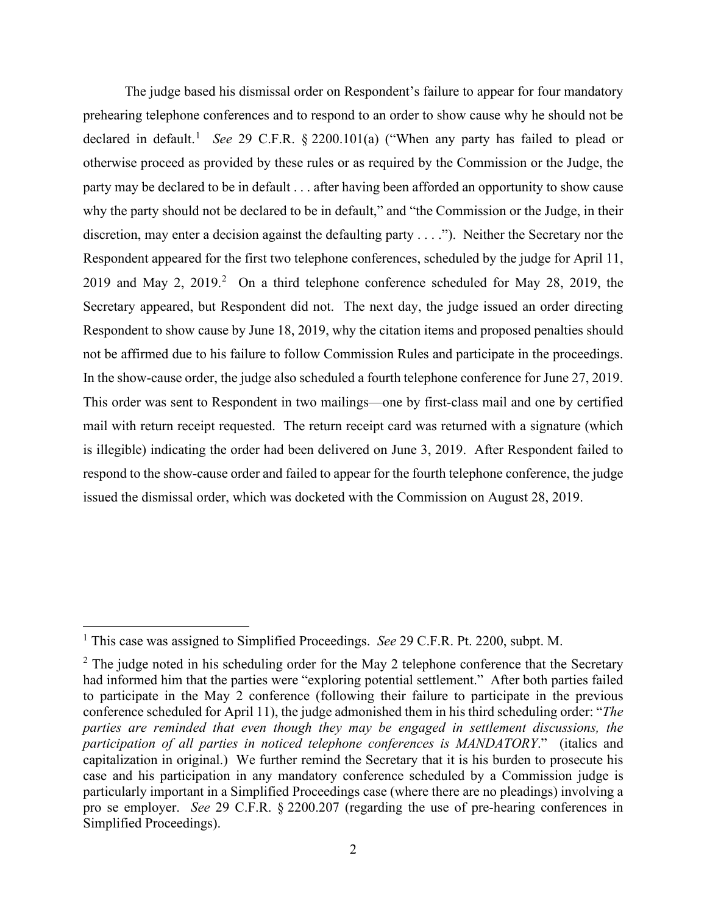The judge based his dismissal order on Respondent's failure to appear for four mandatory prehearing telephone conferences and to respond to an order to show cause why he should not be declared in default.[1] *See* 29 C.F.R. § 2200.101(a) ("When any party has failed to plead or otherwise proceed as provided by these rules or as required by the Commission or the Judge, the party may be declared to be in default . . . after having been afforded an opportunity to show cause why the party should not be declared to be in default," and "the Commission or the Judge, in their discretion, may enter a decision against the defaulting party . . . ."). Neither the Secretary nor the Respondent appeared for the first two telephone conferences, scheduled by the judge for April 11, 2019 and May 2, 2019.[2] On a third telephone conference scheduled for May 28, 2019, the Secretary appeared, but Respondent did not. The next day, the judge issued an order directing Respondent to show cause by June 18, 2019, why the citation items and proposed penalties should not be affirmed due to his failure to follow Commission Rules and participate in the proceedings. In the show-cause order, the judge also scheduled a fourth telephone conference for June 27, 2019. This order was sent to Respondent in two mailings—one by first-class mail and one by certified mail with return receipt requested. The return receipt card was returned with a signature (which is illegible) indicating the order had been delivered on June 3, 2019. After Respondent failed to respond to the show-cause order and failed to appear for the fourth telephone conference, the judge issued the dismissal order, which was docketed with the Commission on August 28, 2019.

---

[1] This case was assigned to Simplified Proceedings. *See* 29 C.F.R. Pt. 2200, subpt. M.

[2] The judge noted in his scheduling order for the May 2 telephone conference that the Secretary had informed him that the parties were "exploring potential settlement." After both parties failed to participate in the May 2 conference (following their failure to participate in the previous conference scheduled for April 11), the judge admonished them in his third scheduling order: "*The parties are reminded that even though they may be engaged in settlement discussions, the participation of all parties in noticed telephone conferences is MANDATORY*." (italics and capitalization in original.) We further remind the Secretary that it is his burden to prosecute his case and his participation in any mandatory conference scheduled by a Commission judge is particularly important in a Simplified Proceedings case (where there are no pleadings) involving a pro se employer. *See* 29 C.F.R. § 2200.207 (regarding the use of pre-hearing conferences in Simplified Proceedings).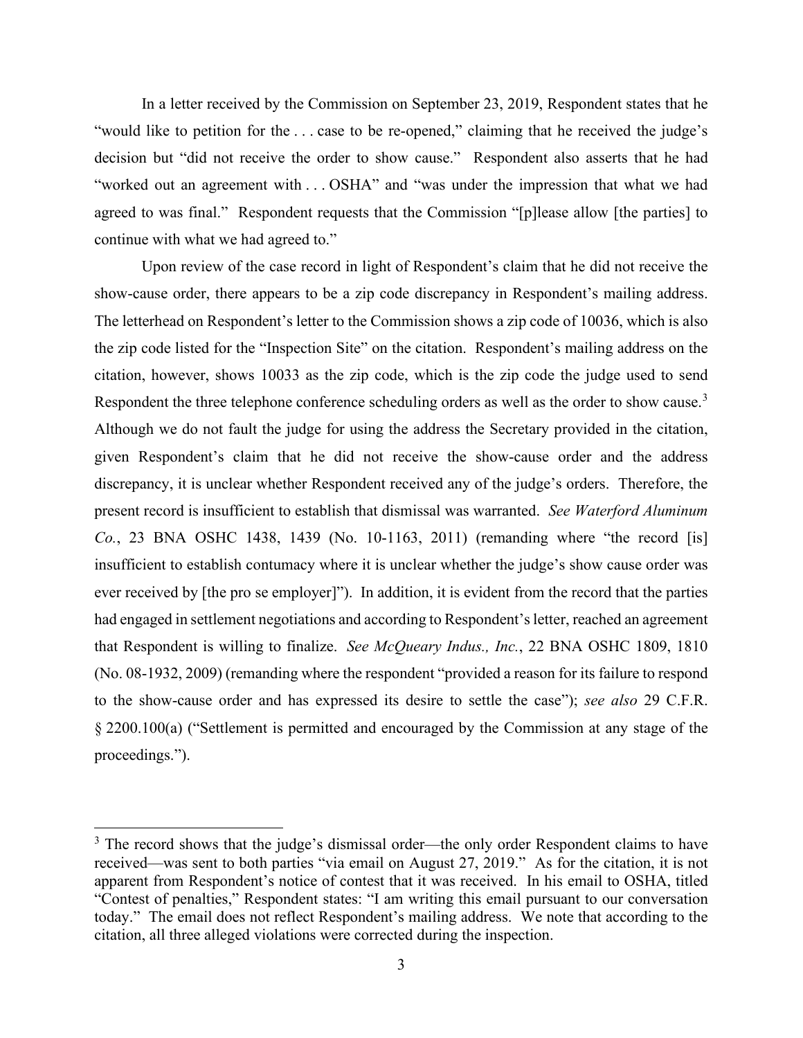In a letter received by the Commission on September 23, 2019, Respondent states that he "would like to petition for the . . . case to be re-opened," claiming that he received the judge's decision but "did not receive the order to show cause." Respondent also asserts that he had "worked out an agreement with . . . OSHA" and "was under the impression that what we had agreed to was final." Respondent requests that the Commission "[p]lease allow [the parties] to continue with what we had agreed to."

Upon review of the case record in light of Respondent's claim that he did not receive the show-cause order, there appears to be a zip code discrepancy in Respondent's mailing address. The letterhead on Respondent's letter to the Commission shows a zip code of 10036, which is also the zip code listed for the "Inspection Site" on the citation. Respondent's mailing address on the citation, however, shows 10033 as the zip code, which is the zip code the judge used to send Respondent the three telephone conference scheduling orders as well as the order to show cause.[3] Although we do not fault the judge for using the address the Secretary provided in the citation, given Respondent's claim that he did not receive the show-cause order and the address discrepancy, it is unclear whether Respondent received any of the judge's orders. Therefore, the present record is insufficient to establish that dismissal was warranted. *See Waterford Aluminum Co.*, 23 BNA OSHC 1438, 1439 (No. 10-1163, 2011) (remanding where "the record [is] insufficient to establish contumacy where it is unclear whether the judge's show cause order was ever received by [the pro se employer]"). In addition, it is evident from the record that the parties had engaged in settlement negotiations and according to Respondent's letter, reached an agreement that Respondent is willing to finalize. *See McQueary Indus., Inc.*, 22 BNA OSHC 1809, 1810 (No. 08-1932, 2009) (remanding where the respondent "provided a reason for its failure to respond to the show-cause order and has expressed its desire to settle the case"); *see also* 29 C.F.R. § 2200.100(a) ("Settlement is permitted and encouraged by the Commission at any stage of the proceedings.").

---

[3] The record shows that the judge's dismissal order—the only order Respondent claims to have received—was sent to both parties "via email on August 27, 2019." As for the citation, it is not apparent from Respondent's notice of contest that it was received. In his email to OSHA, titled "Contest of penalties," Respondent states: "I am writing this email pursuant to our conversation today." The email does not reflect Respondent's mailing address. We note that according to the citation, all three alleged violations were corrected during the inspection.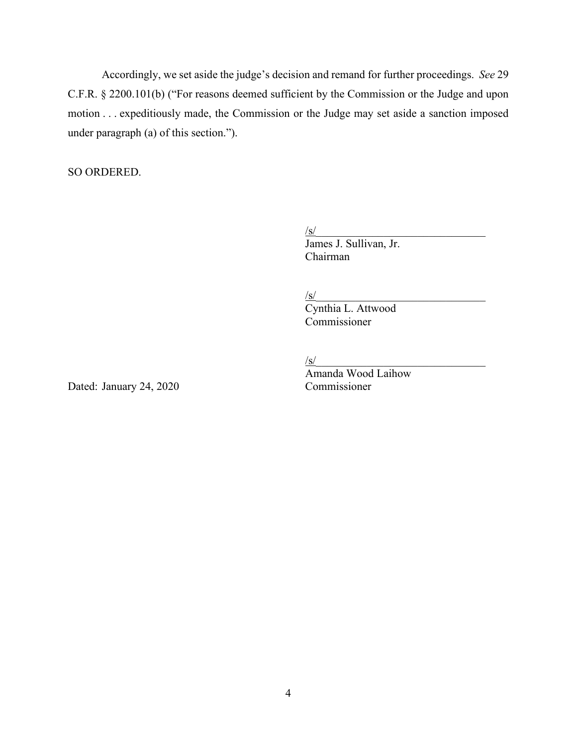Accordingly, we set aside the judge's decision and remand for further proceedings. *See* 29 C.F.R. § 2200.101(b) ("For reasons deemed sufficient by the Commission or the Judge and upon motion . . . expeditiously made, the Commission or the Judge may set aside a sanction imposed under paragraph (a) of this section.").

SO ORDERED.

/s/
James J. Sullivan, Jr.
Chairman

/s/
Cynthia L. Attwood
Commissioner

/s/
Amanda Wood Laihow
Commissioner

Dated: January 24, 2020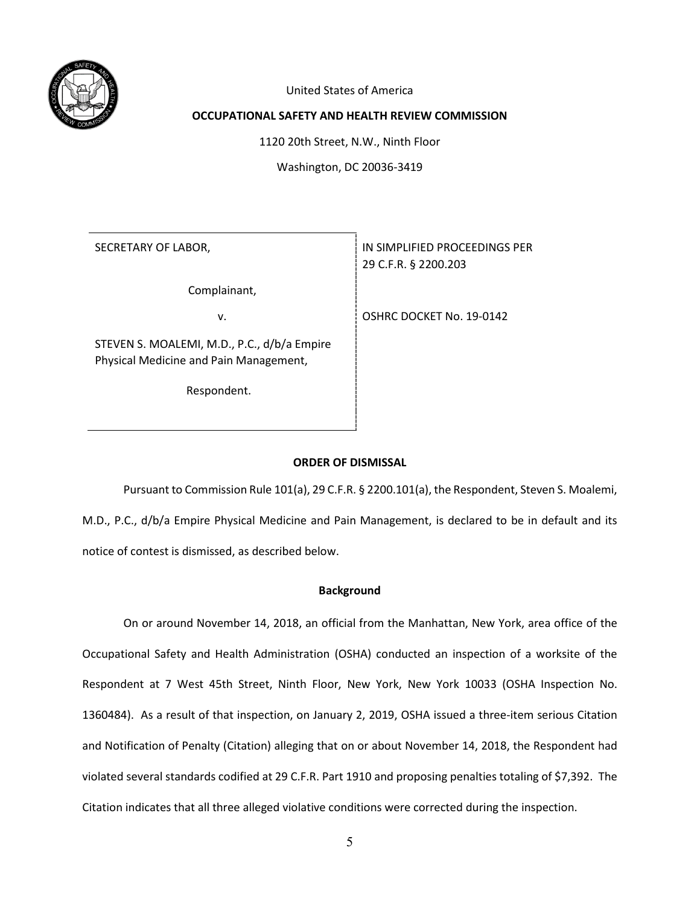United States of America

**OCCUPATIONAL SAFETY AND HEALTH REVIEW COMMISSION**

1120 20th Street, N.W., Ninth Floor

Washington, DC 20036-3419

| | |
|---|---|
| SECRETARY OF LABOR,<br><br>Complainant,<br><br>v.<br><br>STEVEN S. MOALEMI, M.D., P.C., d/b/a Empire Physical Medicine and Pain Management,<br><br>Respondent. | IN SIMPLIFIED PROCEEDINGS PER 29 C.F.R. § 2200.203<br><br>OSHRC DOCKET No. 19-0142 |

**ORDER OF DISMISSAL**

Pursuant to Commission Rule 101(a), 29 C.F.R. § 2200.101(a), the Respondent, Steven S. Moalemi, M.D., P.C., d/b/a Empire Physical Medicine and Pain Management, is declared to be in default and its notice of contest is dismissed, as described below.

**Background**

On or around November 14, 2018, an official from the Manhattan, New York, area office of the Occupational Safety and Health Administration (OSHA) conducted an inspection of a worksite of the Respondent at 7 West 45th Street, Ninth Floor, New York, New York 10033 (OSHA Inspection No. 1360484). As a result of that inspection, on January 2, 2019, OSHA issued a three-item serious Citation and Notification of Penalty (Citation) alleging that on or about November 14, 2018, the Respondent had violated several standards codified at 29 C.F.R. Part 1910 and proposing penalties totaling of $7,392. The Citation indicates that all three alleged violative conditions were corrected during the inspection.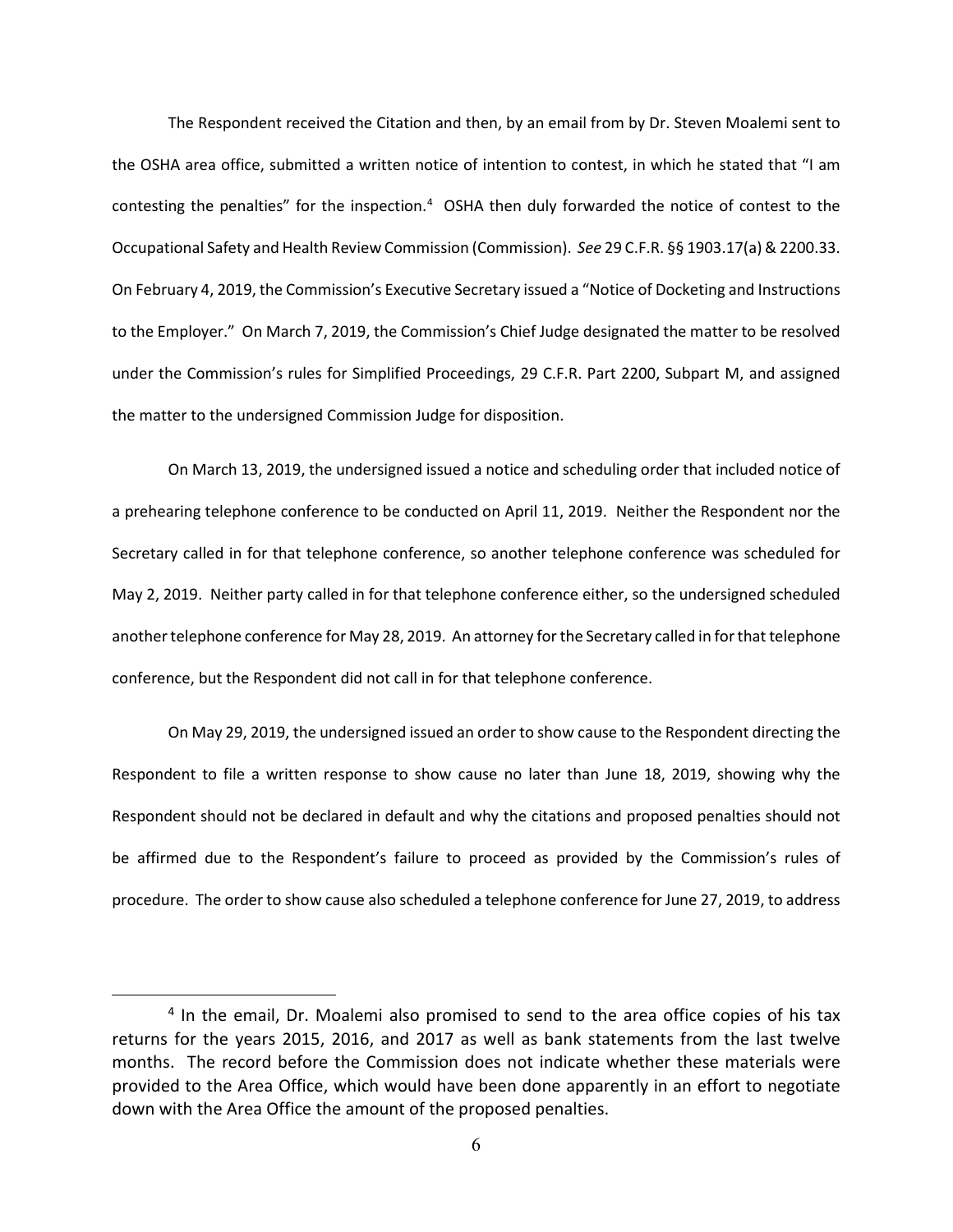The Respondent received the Citation and then, by an email from by Dr. Steven Moalemi sent to the OSHA area office, submitted a written notice of intention to contest, in which he stated that "I am contesting the penalties" for the inspection.[4] OSHA then duly forwarded the notice of contest to the Occupational Safety and Health Review Commission (Commission). *See* 29 C.F.R. §§ 1903.17(a) & 2200.33. On February 4, 2019, the Commission's Executive Secretary issued a "Notice of Docketing and Instructions to the Employer." On March 7, 2019, the Commission's Chief Judge designated the matter to be resolved under the Commission's rules for Simplified Proceedings, 29 C.F.R. Part 2200, Subpart M, and assigned the matter to the undersigned Commission Judge for disposition.

On March 13, 2019, the undersigned issued a notice and scheduling order that included notice of a prehearing telephone conference to be conducted on April 11, 2019. Neither the Respondent nor the Secretary called in for that telephone conference, so another telephone conference was scheduled for May 2, 2019. Neither party called in for that telephone conference either, so the undersigned scheduled another telephone conference for May 28, 2019. An attorney for the Secretary called in for that telephone conference, but the Respondent did not call in for that telephone conference.

On May 29, 2019, the undersigned issued an order to show cause to the Respondent directing the Respondent to file a written response to show cause no later than June 18, 2019, showing why the Respondent should not be declared in default and why the citations and proposed penalties should not be affirmed due to the Respondent's failure to proceed as provided by the Commission's rules of procedure. The order to show cause also scheduled a telephone conference for June 27, 2019, to address

[4] In the email, Dr. Moalemi also promised to send to the area office copies of his tax returns for the years 2015, 2016, and 2017 as well as bank statements from the last twelve months. The record before the Commission does not indicate whether these materials were provided to the Area Office, which would have been done apparently in an effort to negotiate down with the Area Office the amount of the proposed penalties.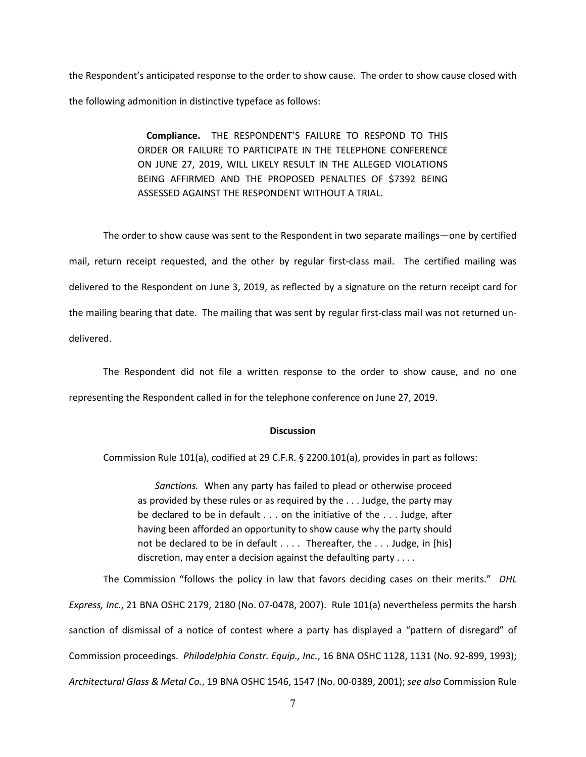the Respondent's anticipated response to the order to show cause. The order to show cause closed with the following admonition in distinctive typeface as follows:

> **Compliance.** THE RESPONDENT'S FAILURE TO RESPOND TO THIS ORDER OR FAILURE TO PARTICIPATE IN THE TELEPHONE CONFERENCE ON JUNE 27, 2019, WILL LIKELY RESULT IN THE ALLEGED VIOLATIONS BEING AFFIRMED AND THE PROPOSED PENALTIES OF $7392 BEING ASSESSED AGAINST THE RESPONDENT WITHOUT A TRIAL.

The order to show cause was sent to the Respondent in two separate mailings—one by certified mail, return receipt requested, and the other by regular first-class mail. The certified mailing was delivered to the Respondent on June 3, 2019, as reflected by a signature on the return receipt card for the mailing bearing that date. The mailing that was sent by regular first-class mail was not returned un-delivered.

The Respondent did not file a written response to the order to show cause, and no one representing the Respondent called in for the telephone conference on June 27, 2019.

**Discussion**

Commission Rule 101(a), codified at 29 C.F.R. § 2200.101(a), provides in part as follows:

> *Sanctions.* When any party has failed to plead or otherwise proceed as provided by these rules or as required by the . . . Judge, the party may be declared to be in default . . . on the initiative of the . . . Judge, after having been afforded an opportunity to show cause why the party should not be declared to be in default . . . . Thereafter, the . . . Judge, in [his] discretion, may enter a decision against the defaulting party . . . .

The Commission "follows the policy in law that favors deciding cases on their merits." *DHL Express, Inc.*, 21 BNA OSHC 2179, 2180 (No. 07-0478, 2007). Rule 101(a) nevertheless permits the harsh sanction of dismissal of a notice of contest where a party has displayed a "pattern of disregard" of Commission proceedings. *Philadelphia Constr. Equip., Inc.*, 16 BNA OSHC 1128, 1131 (No. 92-899, 1993); *Architectural Glass & Metal Co.*, 19 BNA OSHC 1546, 1547 (No. 00-0389, 2001); *see also* Commission Rule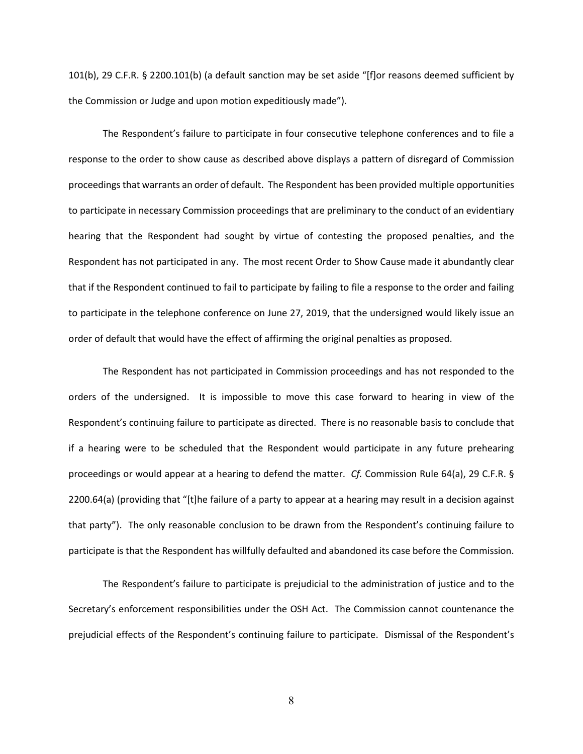101(b), 29 C.F.R. § 2200.101(b) (a default sanction may be set aside "[f]or reasons deemed sufficient by the Commission or Judge and upon motion expeditiously made").

The Respondent's failure to participate in four consecutive telephone conferences and to file a response to the order to show cause as described above displays a pattern of disregard of Commission proceedings that warrants an order of default. The Respondent has been provided multiple opportunities to participate in necessary Commission proceedings that are preliminary to the conduct of an evidentiary hearing that the Respondent had sought by virtue of contesting the proposed penalties, and the Respondent has not participated in any. The most recent Order to Show Cause made it abundantly clear that if the Respondent continued to fail to participate by failing to file a response to the order and failing to participate in the telephone conference on June 27, 2019, that the undersigned would likely issue an order of default that would have the effect of affirming the original penalties as proposed.

The Respondent has not participated in Commission proceedings and has not responded to the orders of the undersigned. It is impossible to move this case forward to hearing in view of the Respondent's continuing failure to participate as directed. There is no reasonable basis to conclude that if a hearing were to be scheduled that the Respondent would participate in any future prehearing proceedings or would appear at a hearing to defend the matter. *Cf.* Commission Rule 64(a), 29 C.F.R. § 2200.64(a) (providing that "[t]he failure of a party to appear at a hearing may result in a decision against that party"). The only reasonable conclusion to be drawn from the Respondent's continuing failure to participate is that the Respondent has willfully defaulted and abandoned its case before the Commission.

The Respondent's failure to participate is prejudicial to the administration of justice and to the Secretary's enforcement responsibilities under the OSH Act. The Commission cannot countenance the prejudicial effects of the Respondent's continuing failure to participate. Dismissal of the Respondent's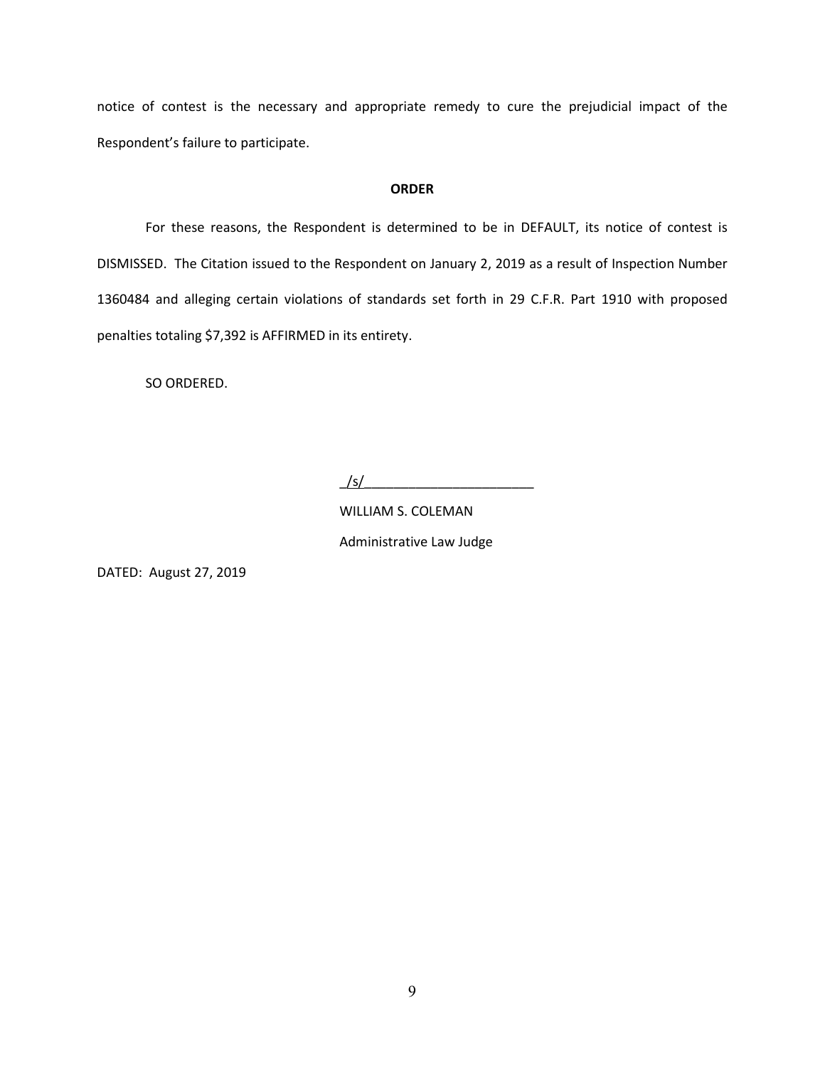notice of contest is the necessary and appropriate remedy to cure the prejudicial impact of the Respondent's failure to participate.

**ORDER**

For these reasons, the Respondent is determined to be in DEFAULT, its notice of contest is DISMISSED. The Citation issued to the Respondent on January 2, 2019 as a result of Inspection Number 1360484 and alleging certain violations of standards set forth in 29 C.F.R. Part 1910 with proposed penalties totaling $7,392 is AFFIRMED in its entirety.

SO ORDERED.

_/s/______________________

WILLIAM S. COLEMAN

Administrative Law Judge

DATED: August 27, 2019